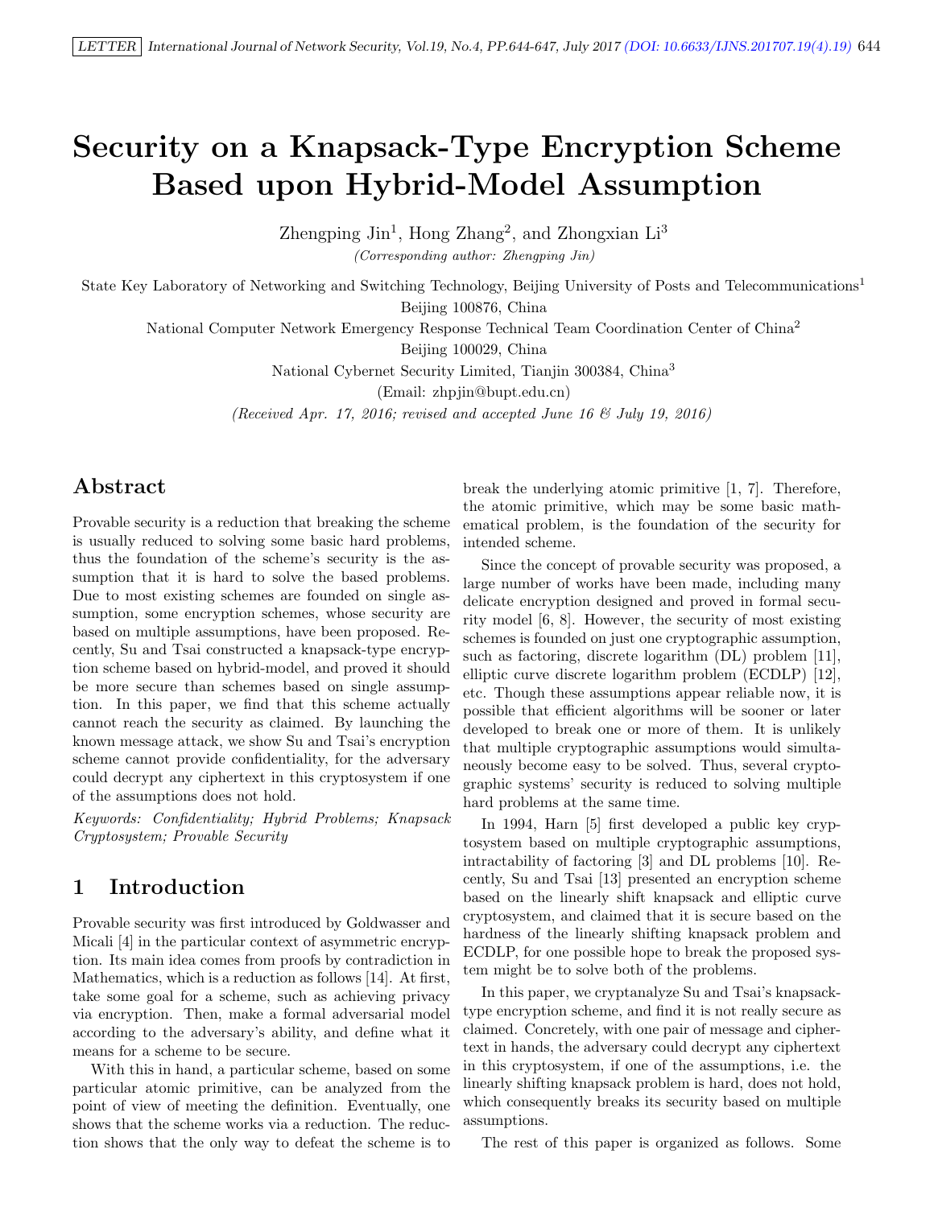# Security on a Knapsack-Type Encryption Scheme Based upon Hybrid-Model Assumption

Zhengping Jin[1], Hong Zhang[2], and Zhongxian Li[3]

*(Corresponding author: Zhengping Jin)*

State Key Laboratory of Networking and Switching Technology, Beijing University of Posts and Telecommunications[1]
Beijing 100876, China

National Computer Network Emergency Response Technical Team Coordination Center of China[2]
Beijing 100029, China

National Cybernet Security Limited, Tianjin 300384, China[3]

(Email: zhpjin@bupt.edu.cn)

*(Received Apr. 17, 2016; revised and accepted June 16 & July 19, 2016)*

## Abstract

Provable security is a reduction that breaking the scheme is usually reduced to solving some basic hard problems, thus the foundation of the scheme's security is the assumption that it is hard to solve the based problems. Due to most existing schemes are founded on single assumption, some encryption schemes, whose security are based on multiple assumptions, have been proposed. Recently, Su and Tsai constructed a knapsack-type encryption scheme based on hybrid-model, and proved it should be more secure than schemes based on single assumption. In this paper, we find that this scheme actually cannot reach the security as claimed. By launching the known message attack, we show Su and Tsai's encryption scheme cannot provide confidentiality, for the adversary could decrypt any ciphertext in this cryptosystem if one of the assumptions does not hold.

*Keywords: Confidentiality; Hybrid Problems; Knapsack Cryptosystem; Provable Security*

## 1 Introduction

Provable security was first introduced by Goldwasser and Micali [4] in the particular context of asymmetric encryption. Its main idea comes from proofs by contradiction in Mathematics, which is a reduction as follows [14]. At first, take some goal for a scheme, such as achieving privacy via encryption. Then, make a formal adversarial model according to the adversary's ability, and define what it means for a scheme to be secure.

With this in hand, a particular scheme, based on some particular atomic primitive, can be analyzed from the point of view of meeting the definition. Eventually, one shows that the scheme works via a reduction. The reduction shows that the only way to defeat the scheme is to break the underlying atomic primitive [1, 7]. Therefore, the atomic primitive, which may be some basic mathematical problem, is the foundation of the security for intended scheme.

Since the concept of provable security was proposed, a large number of works have been made, including many delicate encryption designed and proved in formal security model [6, 8]. However, the security of most existing schemes is founded on just one cryptographic assumption, such as factoring, discrete logarithm (DL) problem [11], elliptic curve discrete logarithm problem (ECDLP) [12], etc. Though these assumptions appear reliable now, it is possible that efficient algorithms will be sooner or later developed to break one or more of them. It is unlikely that multiple cryptographic assumptions would simultaneously become easy to be solved. Thus, several cryptographic systems' security is reduced to solving multiple hard problems at the same time.

In 1994, Harn [5] first developed a public key cryptosystem based on multiple cryptographic assumptions, intractability of factoring [3] and DL problems [10]. Recently, Su and Tsai [13] presented an encryption scheme based on the linearly shift knapsack and elliptic curve cryptosystem, and claimed that it is secure based on the hardness of the linearly shifting knapsack problem and ECDLP, for one possible hope to break the proposed system might be to solve both of the problems.

In this paper, we cryptanalyze Su and Tsai's knapsack-type encryption scheme, and find it is not really secure as claimed. Concretely, with one pair of message and ciphertext in hands, the adversary could decrypt any ciphertext in this cryptosystem, if one of the assumptions, i.e. the linearly shifting knapsack problem is hard, does not hold, which consequently breaks its security based on multiple assumptions.

The rest of this paper is organized as follows. Some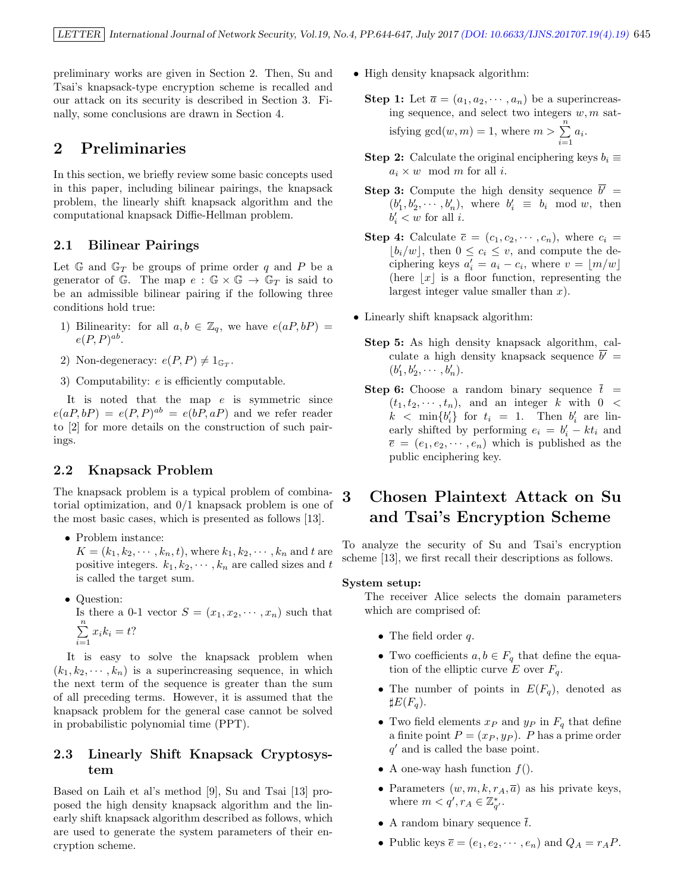preliminary works are given in Section 2. Then, Su and Tsai's knapsack-type encryption scheme is recalled and our attack on its security is described in Section 3. Finally, some conclusions are drawn in Section 4.

## 2 Preliminaries

In this section, we briefly review some basic concepts used in this paper, including bilinear pairings, the knapsack problem, the linearly shift knapsack algorithm and the computational knapsack Diffie-Hellman problem.

### 2.1 Bilinear Pairings

Let $\mathbb{G}$ and $\mathbb{G}_T$ be groups of prime order $q$ and $P$ be a generator of $\mathbb{G}$. The map $e : \mathbb{G} \times \mathbb{G} \to \mathbb{G}_T$ is said to be an admissible bilinear pairing if the following three conditions hold true:

1) Bilinearity: for all $a, b \in \mathbb{Z}_q$, we have $e(aP, bP) = e(P, P)^{ab}$.
2) Non-degeneracy: $e(P, P) \neq 1_{\mathbb{G}_T}$.
3) Computability: $e$ is efficiently computable.

It is noted that the map $e$ is symmetric since $e(aP, bP) = e(P, P)^{ab} = e(bP, aP)$ and we refer reader to [2] for more details on the construction of such pairings.

### 2.2 Knapsack Problem

The knapsack problem is a typical problem of combinatorial optimization, and 0/1 knapsack problem is one of the most basic cases, which is presented as follows [13].

- Problem instance:
  $K = (k_1, k_2, \cdots, k_n, t)$, where $k_1, k_2, \cdots, k_n$ and $t$ are positive integers. $k_1, k_2, \cdots, k_n$ are called sizes and $t$ is called the target sum.
- Question:
  Is there a 0-1 vector $S = (x_1, x_2, \cdots, x_n)$ such that $\sum_{i=1}^{n} x_i k_i = t$?

It is easy to solve the knapsack problem when $(k_1, k_2, \cdots, k_n)$ is a superincreasing sequence, in which the next term of the sequence is greater than the sum of all preceding terms. However, it is assumed that the knapsack problem for the general case cannot be solved in probabilistic polynomial time (PPT).

### 2.3 Linearly Shift Knapsack Cryptosystem

Based on Laih et al's method [9], Su and Tsai [13] proposed the high density knapsack algorithm and the linearly shift knapsack algorithm described as follows, which are used to generate the system parameters of their encryption scheme.

- High density knapsack algorithm:

  **Step 1:** Let $\overline{a} = (a_1, a_2, \cdots, a_n)$ be a superincreasing sequence, and select two integers $w, m$ satisfying $\gcd(w, m) = 1$, where $m > \sum_{i=1}^{n} a_i$.

  **Step 2:** Calculate the original enciphering keys $b_i \equiv a_i \times w \mod m$ for all $i$.

  **Step 3:** Compute the high density sequence $\overline{b'} = (b'_1, b'_2, \cdots, b'_n)$, where $b'_i \equiv b_i \mod w$, then $b'_i < w$ for all $i$.

  **Step 4:** Calculate $\overline{c} = (c_1, c_2, \cdots, c_n)$, where $c_i = \lfloor b_i/w \rfloor$, then $0 \leq c_i \leq v$, and compute the deciphering keys $a'_i = a_i - c_i$, where $v = \lfloor m/w \rfloor$ (here $\lfloor x \rfloor$ is a floor function, representing the largest integer value smaller than $x$).

- Linearly shift knapsack algorithm:

  **Step 5:** As high density knapsack algorithm, calculate a high density knapsack sequence $\overline{b'} = (b'_1, b'_2, \cdots, b'_n)$.

  **Step 6:** Choose a random binary sequence $\overline{t} = (t_1, t_2, \cdots, t_n)$, and an integer $k$ with $0 < k < \min\{b'_i\}$ for $t_i = 1$. Then $b'_i$ are linearly shifted by performing $e_i = b'_i - kt_i$ and $\overline{e} = (e_1, e_2, \cdots, e_n)$ which is published as the public enciphering key.

## 3 Chosen Plaintext Attack on Su and Tsai's Encryption Scheme

To analyze the security of Su and Tsai's encryption scheme [13], we first recall their descriptions as follows.

**System setup:**

The receiver Alice selects the domain parameters which are comprised of:

- The field order $q$.
- Two coefficients $a, b \in F_q$ that define the equation of the elliptic curve $E$ over $F_q$.
- The number of points in $E(F_q)$, denoted as $\sharp E(F_q)$.
- Two field elements $x_P$ and $y_P$ in $F_q$ that define a finite point $P = (x_P, y_P)$. $P$ has a prime order $q'$ and is called the base point.
- A one-way hash function $f()$.
- Parameters $(w, m, k, r_A, \overline{a})$ as his private keys, where $m < q', r_A \in \mathbb{Z}^*_{q'}$.
- A random binary sequence $\overline{t}$.
- Public keys $\overline{e} = (e_1, e_2, \cdots, e_n)$ and $Q_A = r_A P$.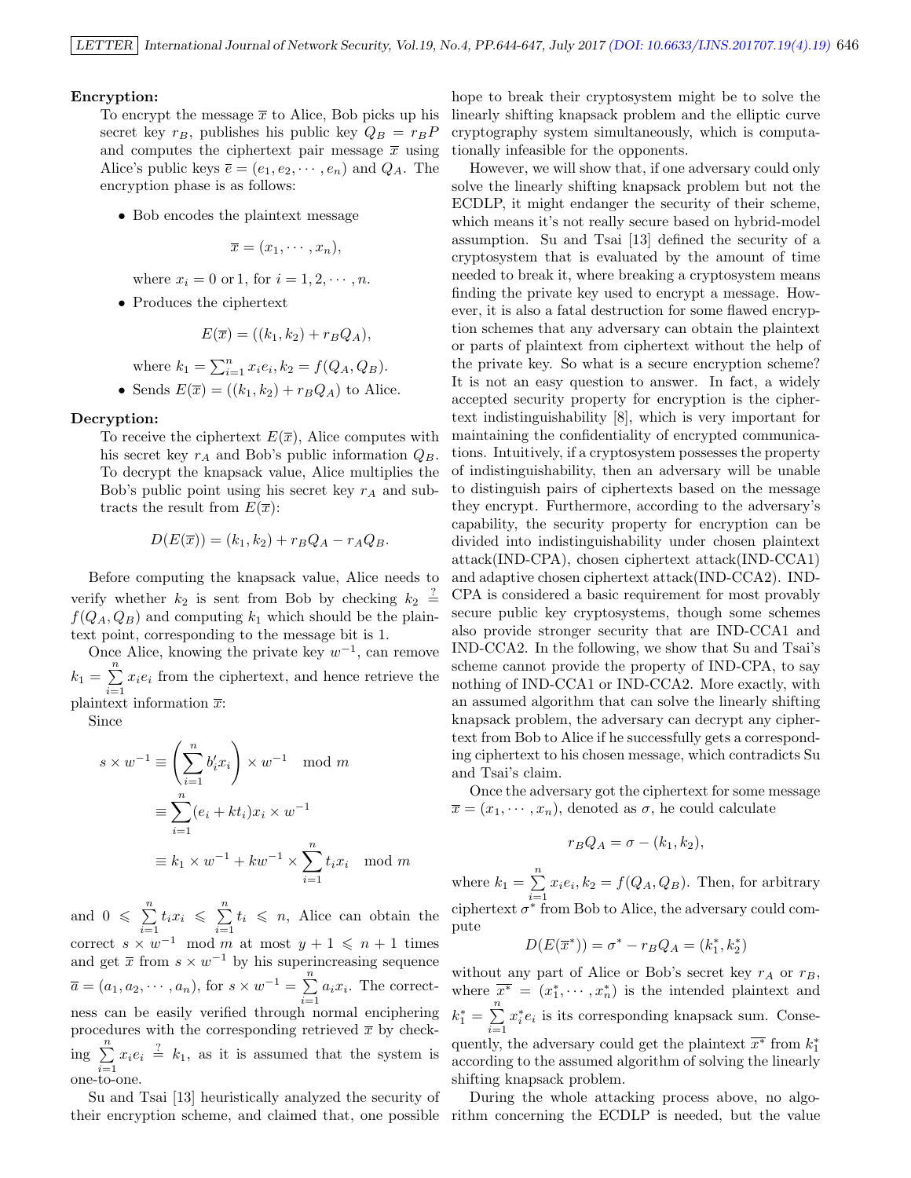**Encryption:**

To encrypt the message $\overline{x}$ to Alice, Bob picks up his secret key $r_B$, publishes his public key $Q_B = r_B P$ and computes the ciphertext pair message $\overline{x}$ using Alice's public keys $\overline{e} = (e_1, e_2, \cdots, e_n)$ and $Q_A$. The encryption phase is as follows:

- Bob encodes the plaintext message

$$\overline{x} = (x_1, \cdots, x_n),$$

where $x_i = 0$ or $1$, for $i = 1, 2, \cdots, n$.

- Produces the ciphertext

$$E(\overline{x}) = ((k_1, k_2) + r_B Q_A),$$

where $k_1 = \sum_{i=1}^{n} x_i e_i, k_2 = f(Q_A, Q_B)$.

- Sends $E(\overline{x}) = ((k_1, k_2) + r_B Q_A)$ to Alice.

**Decryption:**

To receive the ciphertext $E(\overline{x})$, Alice computes with his secret key $r_A$ and Bob's public information $Q_B$. To decrypt the knapsack value, Alice multiplies the Bob's public point using his secret key $r_A$ and subtracts the result from $E(\overline{x})$:

$$D(E(\overline{x})) = (k_1, k_2) + r_B Q_A - r_A Q_B.$$

Before computing the knapsack value, Alice needs to verify whether $k_2$ is sent from Bob by checking $k_2 \stackrel{?}{=} f(Q_A, Q_B)$ and computing $k_1$ which should be the plaintext point, corresponding to the message bit is 1.

Once Alice, knowing the private key $w^{-1}$, can remove $k_1 = \sum_{i=1}^{n} x_i e_i$ from the ciphertext, and hence retrieve the plaintext information $\overline{x}$:

Since

$$\begin{aligned} s \times w^{-1} &\equiv \left(\sum_{i=1}^{n} b'_i x_i\right) \times w^{-1} \mod m \\ &\equiv \sum_{i=1}^{n} (e_i + kt_i) x_i \times w^{-1} \\ &\equiv k_1 \times w^{-1} + kw^{-1} \times \sum_{i=1}^{n} t_i x_i \mod m \end{aligned}$$

and $0 \leqslant \sum_{i=1}^{n} t_i x_i \leqslant \sum_{i=1}^{n} t_i \leqslant n$, Alice can obtain the correct $s \times w^{-1} \mod m$ at most $y + 1 \leqslant n + 1$ times and get $\overline{x}$ from $s \times w^{-1}$ by his superincreasing sequence $\overline{a} = (a_1, a_2, \cdots, a_n)$, for $s \times w^{-1} = \sum_{i=1}^{n} a_i x_i$. The correctness can be easily verified through normal enciphering procedures with the corresponding retrieved $\overline{x}$ by checking $\sum_{i=1}^{n} x_i e_i \stackrel{?}{=} k_1$, as it is assumed that the system is one-to-one.

Su and Tsai [13] heuristically analyzed the security of their encryption scheme, and claimed that, one possible hope to break their cryptosystem might be to solve the linearly shifting knapsack problem and the elliptic curve cryptography system simultaneously, which is computationally infeasible for the opponents.

However, we will show that, if one adversary could only solve the linearly shifting knapsack problem but not the ECDLP, it might endanger the security of their scheme, which means it's not really secure based on hybrid-model assumption. Su and Tsai [13] defined the security of a cryptosystem that is evaluated by the amount of time needed to break it, where breaking a cryptosystem means finding the private key used to encrypt a message. However, it is also a fatal destruction for some flawed encryption schemes that any adversary can obtain the plaintext or parts of plaintext from ciphertext without the help of the private key. So what is a secure encryption scheme? It is not an easy question to answer. In fact, a widely accepted security property for encryption is the ciphertext indistinguishability [8], which is very important for maintaining the confidentiality of encrypted communications. Intuitively, if a cryptosystem possesses the property of indistinguishability, then an adversary will be unable to distinguish pairs of ciphertexts based on the message they encrypt. Furthermore, according to the adversary's capability, the security property for encryption can be divided into indistinguishability under chosen plaintext attack(IND-CPA), chosen ciphertext attack(IND-CCA1) and adaptive chosen ciphertext attack(IND-CCA2). IND-CPA is considered a basic requirement for most provably secure public key cryptosystems, though some schemes also provide stronger security that are IND-CCA1 and IND-CCA2. In the following, we show that Su and Tsai's scheme cannot provide the property of IND-CPA, to say nothing of IND-CCA1 or IND-CCA2. More exactly, with an assumed algorithm that can solve the linearly shifting knapsack problem, the adversary can decrypt any ciphertext from Bob to Alice if he successfully gets a corresponding ciphertext to his chosen message, which contradicts Su and Tsai's claim.

Once the adversary got the ciphertext for some message $\overline{x} = (x_1, \cdots, x_n)$, denoted as $\sigma$, he could calculate

$$r_B Q_A = \sigma - (k_1, k_2),$$

where $k_1 = \sum_{i=1}^{n} x_i e_i, k_2 = f(Q_A, Q_B)$. Then, for arbitrary ciphertext $\sigma^*$ from Bob to Alice, the adversary could compute

$$D(E(\overline{x^*})) = \sigma^* - r_B Q_A = (k_1^*, k_2^*)$$

without any part of Alice or Bob's secret key $r_A$ or $r_B$, where $\overline{x^*} = (x_1^*, \cdots, x_n^*)$ is the intended plaintext and $k_1^* = \sum_{i=1}^{n} x_i^* e_i$ is its corresponding knapsack sum. Consequently, the adversary could get the plaintext $\overline{x^*}$ from $k_1^*$ according to the assumed algorithm of solving the linearly shifting knapsack problem.

During the whole attacking process above, no algorithm concerning the ECDLP is needed, but the value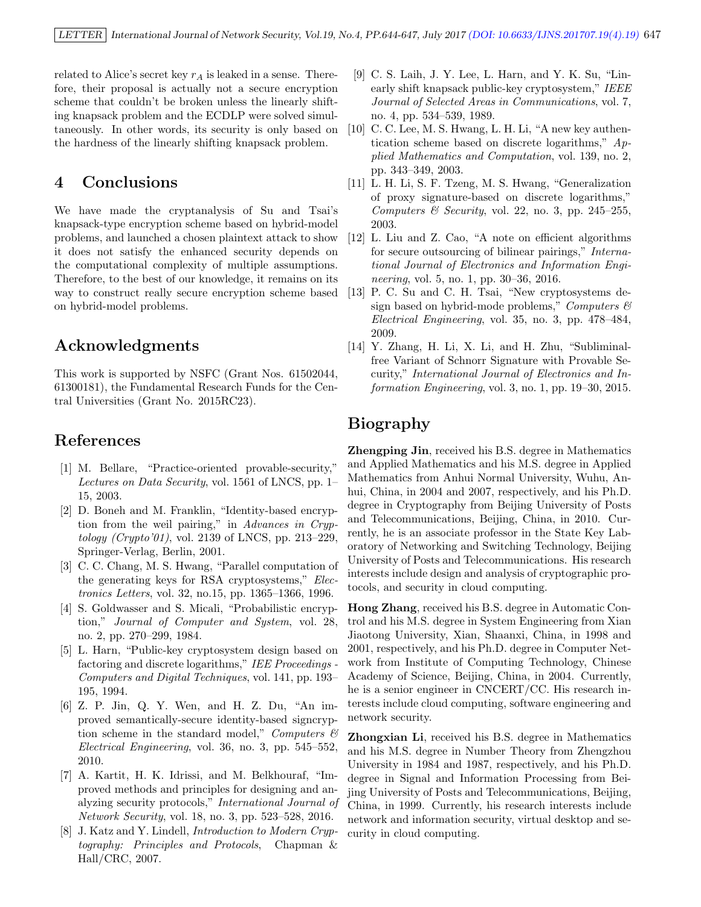related to Alice's secret key $r_A$ is leaked in a sense. Therefore, their proposal is actually not a secure encryption scheme that couldn't be broken unless the linearly shifting knapsack problem and the ECDLP were solved simultaneously. In other words, its security is only based on the hardness of the linearly shifting knapsack problem.

## 4 Conclusions

We have made the cryptanalysis of Su and Tsai's knapsack-type encryption scheme based on hybrid-model problems, and launched a chosen plaintext attack to show it does not satisfy the enhanced security depends on the computational complexity of multiple assumptions. Therefore, to the best of our knowledge, it remains on its way to construct really secure encryption scheme based on hybrid-model problems.

## Acknowledgments

This work is supported by NSFC (Grant Nos. 61502044, 61300181), the Fundamental Research Funds for the Central Universities (Grant No. 2015RC23).

## References

[1] M. Bellare, "Practice-oriented provable-security," *Lectures on Data Security*, vol. 1561 of LNCS, pp. 1–15, 2003.

[2] D. Boneh and M. Franklin, "Identity-based encryption from the weil pairing," in *Advances in Cryptology (Crypto'01)*, vol. 2139 of LNCS, pp. 213–229, Springer-Verlag, Berlin, 2001.

[3] C. C. Chang, M. S. Hwang, "Parallel computation of the generating keys for RSA cryptosystems," *Electronics Letters*, vol. 32, no.15, pp. 1365–1366, 1996.

[4] S. Goldwasser and S. Micali, "Probabilistic encryption," *Journal of Computer and System*, vol. 28, no. 2, pp. 270–299, 1984.

[5] L. Harn, "Public-key cryptosystem design based on factoring and discrete logarithms," *IEE Proceedings - Computers and Digital Techniques*, vol. 141, pp. 193–195, 1994.

[6] Z. P. Jin, Q. Y. Wen, and H. Z. Du, "An improved semantically-secure identity-based signcryption scheme in the standard model," *Computers & Electrical Engineering*, vol. 36, no. 3, pp. 545–552, 2010.

[7] A. Kartit, H. K. Idrissi, and M. Belkhouraf, "Improved methods and principles for designing and analyzing security protocols," *International Journal of Network Security*, vol. 18, no. 3, pp. 523–528, 2016.

[8] J. Katz and Y. Lindell, *Introduction to Modern Cryptography: Principles and Protocols*, Chapman & Hall/CRC, 2007.

[9] C. S. Laih, J. Y. Lee, L. Harn, and Y. K. Su, "Linearly shift knapsack public-key cryptosystem," *IEEE Journal of Selected Areas in Communications*, vol. 7, no. 4, pp. 534–539, 1989.

[10] C. C. Lee, M. S. Hwang, L. H. Li, "A new key authentication scheme based on discrete logarithms," *Applied Mathematics and Computation*, vol. 139, no. 2, pp. 343–349, 2003.

[11] L. H. Li, S. F. Tzeng, M. S. Hwang, "Generalization of proxy signature-based on discrete logarithms," *Computers & Security*, vol. 22, no. 3, pp. 245–255, 2003.

[12] L. Liu and Z. Cao, "A note on efficient algorithms for secure outsourcing of bilinear pairings," *International Journal of Electronics and Information Engineering*, vol. 5, no. 1, pp. 30–36, 2016.

[13] P. C. Su and C. H. Tsai, "New cryptosystems design based on hybrid-mode problems," *Computers & Electrical Engineering*, vol. 35, no. 3, pp. 478–484, 2009.

[14] Y. Zhang, H. Li, X. Li, and H. Zhu, "Subliminal-free Variant of Schnorr Signature with Provable Security," *International Journal of Electronics and Information Engineering*, vol. 3, no. 1, pp. 19–30, 2015.

## Biography

**Zhengping Jin**, received his B.S. degree in Mathematics and Applied Mathematics and his M.S. degree in Applied Mathematics from Anhui Normal University, Wuhu, Anhui, China, in 2004 and 2007, respectively, and his Ph.D. degree in Cryptography from Beijing University of Posts and Telecommunications, Beijing, China, in 2010. Currently, he is an associate professor in the State Key Laboratory of Networking and Switching Technology, Beijing University of Posts and Telecommunications. His research interests include design and analysis of cryptographic protocols, and security in cloud computing.

**Hong Zhang**, received his B.S. degree in Automatic Control and his M.S. degree in System Engineering from Xian Jiaotong University, Xian, Shaanxi, China, in 1998 and 2001, respectively, and his Ph.D. degree in Computer Network from Institute of Computing Technology, Chinese Academy of Science, Beijing, China, in 2004. Currently, he is a senior engineer in CNCERT/CC. His research interests include cloud computing, software engineering and network security.

**Zhongxian Li**, received his B.S. degree in Mathematics and his M.S. degree in Number Theory from Zhengzhou University in 1984 and 1987, respectively, and his Ph.D. degree in Signal and Information Processing from Beijing University of Posts and Telecommunications, Beijing, China, in 1999. Currently, his research interests include network and information security, virtual desktop and security in cloud computing.